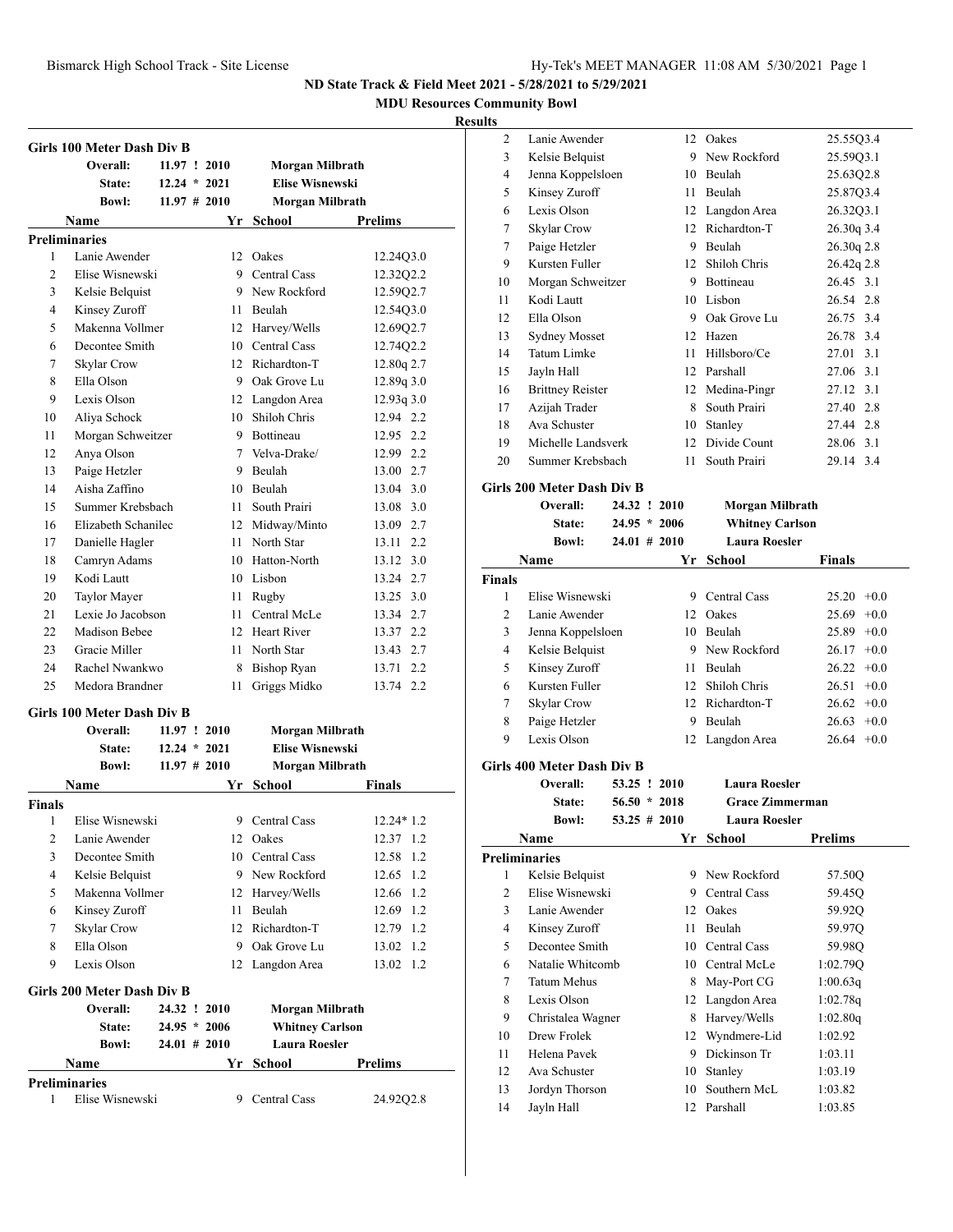# ND State Track & Field Meet 2021 - 5/28/2021 to 5/29/2021

## MDU Resources Community Bowl

### Results

### Girls 100 Meter Dash Div B

| | | | |
|---|---|---|---|
| Overall: | 11.97 ! 2010 | Morgan Milbrath |
| State: | 12.24 * 2021 | Elise Wisnewski |
| Bowl: | 11.97 # 2010 | Morgan Milbrath |

**Preliminaries**

| | Name | Yr | School | Prelims |
|---|---|---|---|---|
| 1 | Lanie Awender | 12 | Oakes | 12.24Q3.0 |
| 2 | Elise Wisnewski | 9 | Central Cass | 12.32Q2.2 |
| 3 | Kelsie Belquist | 9 | New Rockford | 12.59Q2.7 |
| 4 | Kinsey Zuroff | 11 | Beulah | 12.54Q3.0 |
| 5 | Makenna Vollmer | 12 | Harvey/Wells | 12.69Q2.7 |
| 6 | Decontee Smith | 10 | Central Cass | 12.74Q2.2 |
| 7 | Skylar Crow | 12 | Richardton-T | 12.80q 2.7 |
| 8 | Ella Olson | 9 | Oak Grove Lu | 12.89q 3.0 |
| 9 | Lexis Olson | 12 | Langdon Area | 12.93q 3.0 |
| 10 | Aliya Schock | 10 | Shiloh Chris | 12.94 2.2 |
| 11 | Morgan Schweitzer | 9 | Bottineau | 12.95 2.2 |
| 12 | Anya Olson | 7 | Velva-Drake/ | 12.99 2.2 |
| 13 | Paige Hetzler | 9 | Beulah | 13.00 2.7 |
| 14 | Aisha Zaffino | 10 | Beulah | 13.04 3.0 |
| 15 | Summer Krebsbach | 11 | South Prairi | 13.08 3.0 |
| 16 | Elizabeth Schanilec | 12 | Midway/Minto | 13.09 2.7 |
| 17 | Danielle Hagler | 11 | North Star | 13.11 2.2 |
| 18 | Camryn Adams | 10 | Hatton-North | 13.12 3.0 |
| 19 | Kodi Lautt | 10 | Lisbon | 13.24 2.7 |
| 20 | Taylor Mayer | 11 | Rugby | 13.25 3.0 |
| 21 | Lexie Jo Jacobson | 11 | Central McLe | 13.34 2.7 |
| 22 | Madison Bebee | 12 | Heart River | 13.37 2.2 |
| 23 | Gracie Miller | 11 | North Star | 13.43 2.7 |
| 24 | Rachel Nwankwo | 8 | Bishop Ryan | 13.71 2.2 |
| 25 | Medora Brandner | 11 | Griggs Midko | 13.74 2.2 |

### Girls 100 Meter Dash Div B

| | | | |
|---|---|---|---|
| Overall: | 11.97 ! 2010 | Morgan Milbrath |
| State: | 12.24 * 2021 | Elise Wisnewski |
| Bowl: | 11.97 # 2010 | Morgan Milbrath |

**Finals**

| | Name | Yr | School | Finals |
|---|---|---|---|---|
| 1 | Elise Wisnewski | 9 | Central Cass | 12.24* 1.2 |
| 2 | Lanie Awender | 12 | Oakes | 12.37 1.2 |
| 3 | Decontee Smith | 10 | Central Cass | 12.58 1.2 |
| 4 | Kelsie Belquist | 9 | New Rockford | 12.65 1.2 |
| 5 | Makenna Vollmer | 12 | Harvey/Wells | 12.66 1.2 |
| 6 | Kinsey Zuroff | 11 | Beulah | 12.69 1.2 |
| 7 | Skylar Crow | 12 | Richardton-T | 12.79 1.2 |
| 8 | Ella Olson | 9 | Oak Grove Lu | 13.02 1.2 |
| 9 | Lexis Olson | 12 | Langdon Area | 13.02 1.2 |

### Girls 200 Meter Dash Div B

| | | | |
|---|---|---|---|
| Overall: | 24.32 ! 2010 | Morgan Milbrath |
| State: | 24.95 * 2006 | Whitney Carlson |
| Bowl: | 24.01 # 2010 | Laura Roesler |

**Preliminaries**

| | Name | Yr | School | Prelims |
|---|---|---|---|---|
| 1 | Elise Wisnewski | 9 | Central Cass | 24.92Q2.8 |
| 2 | Lanie Awender | 12 | Oakes | 25.55Q3.4 |
| 3 | Kelsie Belquist | 9 | New Rockford | 25.59Q3.1 |
| 4 | Jenna Koppelsloen | 10 | Beulah | 25.63Q2.8 |
| 5 | Kinsey Zuroff | 11 | Beulah | 25.87Q3.4 |
| 6 | Lexis Olson | 12 | Langdon Area | 26.32Q3.1 |
| 7 | Skylar Crow | 12 | Richardton-T | 26.30q 3.4 |
| 7 | Paige Hetzler | 9 | Beulah | 26.30q 2.8 |
| 9 | Kursten Fuller | 12 | Shiloh Chris | 26.42q 2.8 |
| 10 | Morgan Schweitzer | 9 | Bottineau | 26.45 3.1 |
| 11 | Kodi Lautt | 10 | Lisbon | 26.54 2.8 |
| 12 | Ella Olson | 9 | Oak Grove Lu | 26.75 3.4 |
| 13 | Sydney Mosset | 12 | Hazen | 26.78 3.4 |
| 14 | Tatum Limke | 11 | Hillsboro/Ce | 27.01 3.1 |
| 15 | Jayln Hall | 12 | Parshall | 27.06 3.1 |
| 16 | Brittney Reister | 12 | Medina-Pingr | 27.12 3.1 |
| 17 | Azijah Trader | 8 | South Prairi | 27.40 2.8 |
| 18 | Ava Schuster | 10 | Stanley | 27.44 2.8 |
| 19 | Michelle Landsverk | 12 | Divide Count | 28.06 3.1 |
| 20 | Summer Krebsbach | 11 | South Prairi | 29.14 3.4 |

### Girls 200 Meter Dash Div B

| | | | |
|---|---|---|---|
| Overall: | 24.32 ! 2010 | Morgan Milbrath |
| State: | 24.95 * 2006 | Whitney Carlson |
| Bowl: | 24.01 # 2010 | Laura Roesler |

**Finals**

| | Name | Yr | School | Finals |
|---|---|---|---|---|
| 1 | Elise Wisnewski | 9 | Central Cass | 25.20 +0.0 |
| 2 | Lanie Awender | 12 | Oakes | 25.69 +0.0 |
| 3 | Jenna Koppelsloen | 10 | Beulah | 25.89 +0.0 |
| 4 | Kelsie Belquist | 9 | New Rockford | 26.17 +0.0 |
| 5 | Kinsey Zuroff | 11 | Beulah | 26.22 +0.0 |
| 6 | Kursten Fuller | 12 | Shiloh Chris | 26.51 +0.0 |
| 7 | Skylar Crow | 12 | Richardton-T | 26.62 +0.0 |
| 8 | Paige Hetzler | 9 | Beulah | 26.63 +0.0 |
| 9 | Lexis Olson | 12 | Langdon Area | 26.64 +0.0 |

### Girls 400 Meter Dash Div B

| | | | |
|---|---|---|---|
| Overall: | 53.25 ! 2010 | Laura Roesler |
| State: | 56.50 * 2018 | Grace Zimmerman |
| Bowl: | 53.25 # 2010 | Laura Roesler |

**Preliminaries**

| | Name | Yr | School | Prelims |
|---|---|---|---|---|
| 1 | Kelsie Belquist | 9 | New Rockford | 57.50Q |
| 2 | Elise Wisnewski | 9 | Central Cass | 59.45Q |
| 3 | Lanie Awender | 12 | Oakes | 59.92Q |
| 4 | Kinsey Zuroff | 11 | Beulah | 59.97Q |
| 5 | Decontee Smith | 10 | Central Cass | 59.98Q |
| 6 | Natalie Whitcomb | 10 | Central McLe | 1:02.79Q |
| 7 | Tatum Mehus | 8 | May-Port CG | 1:00.63q |
| 8 | Lexis Olson | 12 | Langdon Area | 1:02.78q |
| 9 | Christalea Wagner | 8 | Harvey/Wells | 1:02.80q |
| 10 | Drew Frolek | 12 | Wyndmere-Lid | 1:02.92 |
| 11 | Helena Pavek | 9 | Dickinson Tr | 1:03.11 |
| 12 | Ava Schuster | 10 | Stanley | 1:03.19 |
| 13 | Jordyn Thorson | 10 | Southern McL | 1:03.82 |
| 14 | Jayln Hall | 12 | Parshall | 1:03.85 |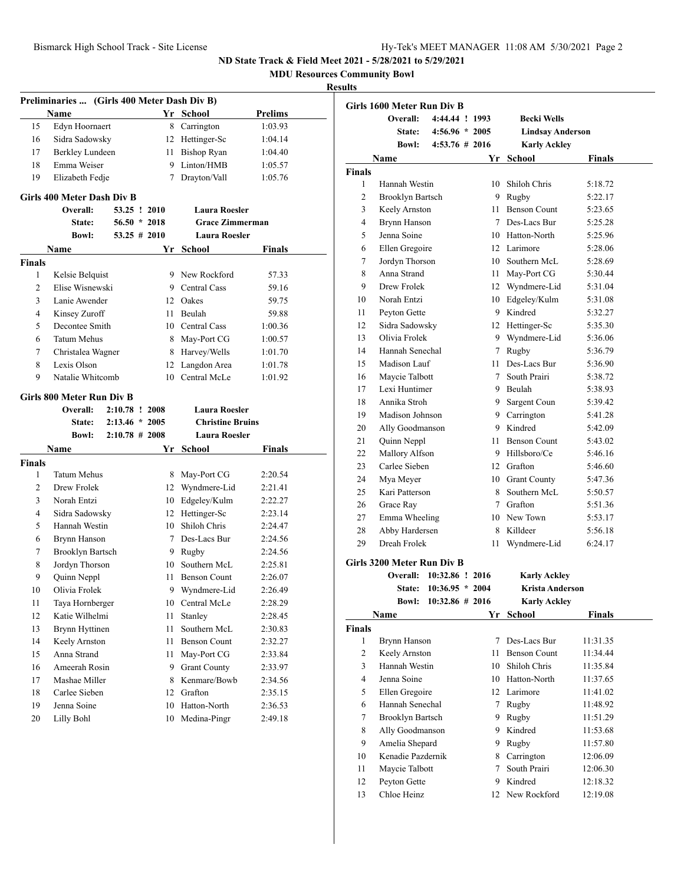ND State Track & Field Meet 2021 - 5/28/2021 to 5/29/2021

MDU Resources Community Bowl

**Results**

### Preliminaries ... (Girls 400 Meter Dash Div B)

| | Name | Yr | School | Prelims |
|---|---|---|---|---|
| 15 | Edyn Hoornaert | 8 | Carrington | 1:03.93 |
| 16 | Sidra Sadowsky | 12 | Hettinger-Sc | 1:04.14 |
| 17 | Berkley Lundeen | 11 | Bishop Ryan | 1:04.40 |
| 18 | Emma Weiser | 9 | Linton/HMB | 1:05.57 |
| 19 | Elizabeth Fedje | 7 | Drayton/Vall | 1:05.76 |

### Girls 400 Meter Dash Div B

**Overall:** 53.25 ! 2010 Laura Roesler
**State:** 56.50 * 2018 Grace Zimmerman
**Bowl:** 53.25 # 2010 Laura Roesler

| | Name | Yr | School | Finals |
|---|---|---|---|---|
| **Finals** | | | | |
| 1 | Kelsie Belquist | 9 | New Rockford | 57.33 |
| 2 | Elise Wisnewski | 9 | Central Cass | 59.16 |
| 3 | Lanie Awender | 12 | Oakes | 59.75 |
| 4 | Kinsey Zuroff | 11 | Beulah | 59.88 |
| 5 | Decontee Smith | 10 | Central Cass | 1:00.36 |
| 6 | Tatum Mehus | 8 | May-Port CG | 1:00.57 |
| 7 | Christalea Wagner | 8 | Harvey/Wells | 1:01.70 |
| 8 | Lexis Olson | 12 | Langdon Area | 1:01.78 |
| 9 | Natalie Whitcomb | 10 | Central McLe | 1:01.92 |

### Girls 800 Meter Run Div B

**Overall:** 2:10.78 ! 2008 Laura Roesler
**State:** 2:13.46 * 2005 Christine Bruins
**Bowl:** 2:10.78 # 2008 Laura Roesler

| | Name | Yr | School | Finals |
|---|---|---|---|---|
| **Finals** | | | | |
| 1 | Tatum Mehus | 8 | May-Port CG | 2:20.54 |
| 2 | Drew Frolek | 12 | Wyndmere-Lid | 2:21.41 |
| 3 | Norah Entzi | 10 | Edgeley/Kulm | 2:22.27 |
| 4 | Sidra Sadowsky | 12 | Hettinger-Sc | 2:23.14 |
| 5 | Hannah Westin | 10 | Shiloh Chris | 2:24.47 |
| 6 | Brynn Hanson | 7 | Des-Lacs Bur | 2:24.56 |
| 7 | Brooklyn Bartsch | 9 | Rugby | 2:24.56 |
| 8 | Jordyn Thorson | 10 | Southern McL | 2:25.81 |
| 9 | Quinn Neppl | 11 | Benson Count | 2:26.07 |
| 10 | Olivia Frolek | 9 | Wyndmere-Lid | 2:26.49 |
| 11 | Taya Hornberger | 10 | Central McLe | 2:28.29 |
| 12 | Katie Wilhelmi | 11 | Stanley | 2:28.45 |
| 13 | Brynn Hyttinen | 11 | Southern McL | 2:30.83 |
| 14 | Keely Arnston | 11 | Benson Count | 2:32.27 |
| 15 | Anna Strand | 11 | May-Port CG | 2:33.84 |
| 16 | Ameerah Rosin | 9 | Grant County | 2:33.97 |
| 17 | Mashae Miller | 8 | Kenmare/Bowb | 2:34.56 |
| 18 | Carlee Sieben | 12 | Grafton | 2:35.15 |
| 19 | Jenna Soine | 10 | Hatton-North | 2:36.53 |
| 20 | Lilly Bohl | 10 | Medina-Pingr | 2:49.18 |

### Girls 1600 Meter Run Div B

**Overall:** 4:44.44 ! 1993 Becki Wells
**State:** 4:56.96 * 2005 Lindsay Anderson
**Bowl:** 4:53.76 # 2016 Karly Ackley

| | Name | Yr | School | Finals |
|---|---|---|---|---|
| **Finals** | | | | |
| 1 | Hannah Westin | 10 | Shiloh Chris | 5:18.72 |
| 2 | Brooklyn Bartsch | 9 | Rugby | 5:22.17 |
| 3 | Keely Arnston | 11 | Benson Count | 5:23.65 |
| 4 | Brynn Hanson | 7 | Des-Lacs Bur | 5:25.28 |
| 5 | Jenna Soine | 10 | Hatton-North | 5:25.96 |
| 6 | Ellen Gregoire | 12 | Larimore | 5:28.06 |
| 7 | Jordyn Thorson | 10 | Southern McL | 5:28.69 |
| 8 | Anna Strand | 11 | May-Port CG | 5:30.44 |
| 9 | Drew Frolek | 12 | Wyndmere-Lid | 5:31.04 |
| 10 | Norah Entzi | 10 | Edgeley/Kulm | 5:31.08 |
| 11 | Peyton Gette | 9 | Kindred | 5:32.27 |
| 12 | Sidra Sadowsky | 12 | Hettinger-Sc | 5:35.30 |
| 13 | Olivia Frolek | 9 | Wyndmere-Lid | 5:36.06 |
| 14 | Hannah Senechal | 7 | Rugby | 5:36.79 |
| 15 | Madison Lauf | 11 | Des-Lacs Bur | 5:36.90 |
| 16 | Maycie Talbott | 7 | South Prairi | 5:38.72 |
| 17 | Lexi Huntimer | 9 | Beulah | 5:38.93 |
| 18 | Annika Stroh | 9 | Sargent Coun | 5:39.42 |
| 19 | Madison Johnson | 9 | Carrington | 5:41.28 |
| 20 | Ally Goodmanson | 9 | Kindred | 5:42.09 |
| 21 | Quinn Neppl | 11 | Benson Count | 5:43.02 |
| 22 | Mallory Alfson | 9 | Hillsboro/Ce | 5:46.16 |
| 23 | Carlee Sieben | 12 | Grafton | 5:46.60 |
| 24 | Mya Meyer | 10 | Grant County | 5:47.36 |
| 25 | Kari Patterson | 8 | Southern McL | 5:50.57 |
| 26 | Grace Ray | 7 | Grafton | 5:51.36 |
| 27 | Emma Wheeling | 10 | New Town | 5:53.17 |
| 28 | Abby Hardersen | 8 | Killdeer | 5:56.18 |
| 29 | Dreah Frolek | 11 | Wyndmere-Lid | 6:24.17 |

### Girls 3200 Meter Run Div B

**Overall:** 10:32.86 ! 2016 Karly Ackley
**State:** 10:36.95 * 2004 Krista Anderson
**Bowl:** 10:32.86 # 2016 Karly Ackley

| | Name | Yr | School | Finals |
|---|---|---|---|---|
| **Finals** | | | | |
| 1 | Brynn Hanson | 7 | Des-Lacs Bur | 11:31.35 |
| 2 | Keely Arnston | 11 | Benson Count | 11:34.44 |
| 3 | Hannah Westin | 10 | Shiloh Chris | 11:35.84 |
| 4 | Jenna Soine | 10 | Hatton-North | 11:37.65 |
| 5 | Ellen Gregoire | 12 | Larimore | 11:41.02 |
| 6 | Hannah Senechal | 7 | Rugby | 11:48.92 |
| 7 | Brooklyn Bartsch | 9 | Rugby | 11:51.29 |
| 8 | Ally Goodmanson | 9 | Kindred | 11:53.68 |
| 9 | Amelia Shepard | 9 | Rugby | 11:57.80 |
| 10 | Kenadie Pazdernik | 8 | Carrington | 12:06.09 |
| 11 | Maycie Talbott | 7 | South Prairi | 12:06.30 |
| 12 | Peyton Gette | 9 | Kindred | 12:18.32 |
| 13 | Chloe Heinz | 12 | New Rockford | 12:19.08 |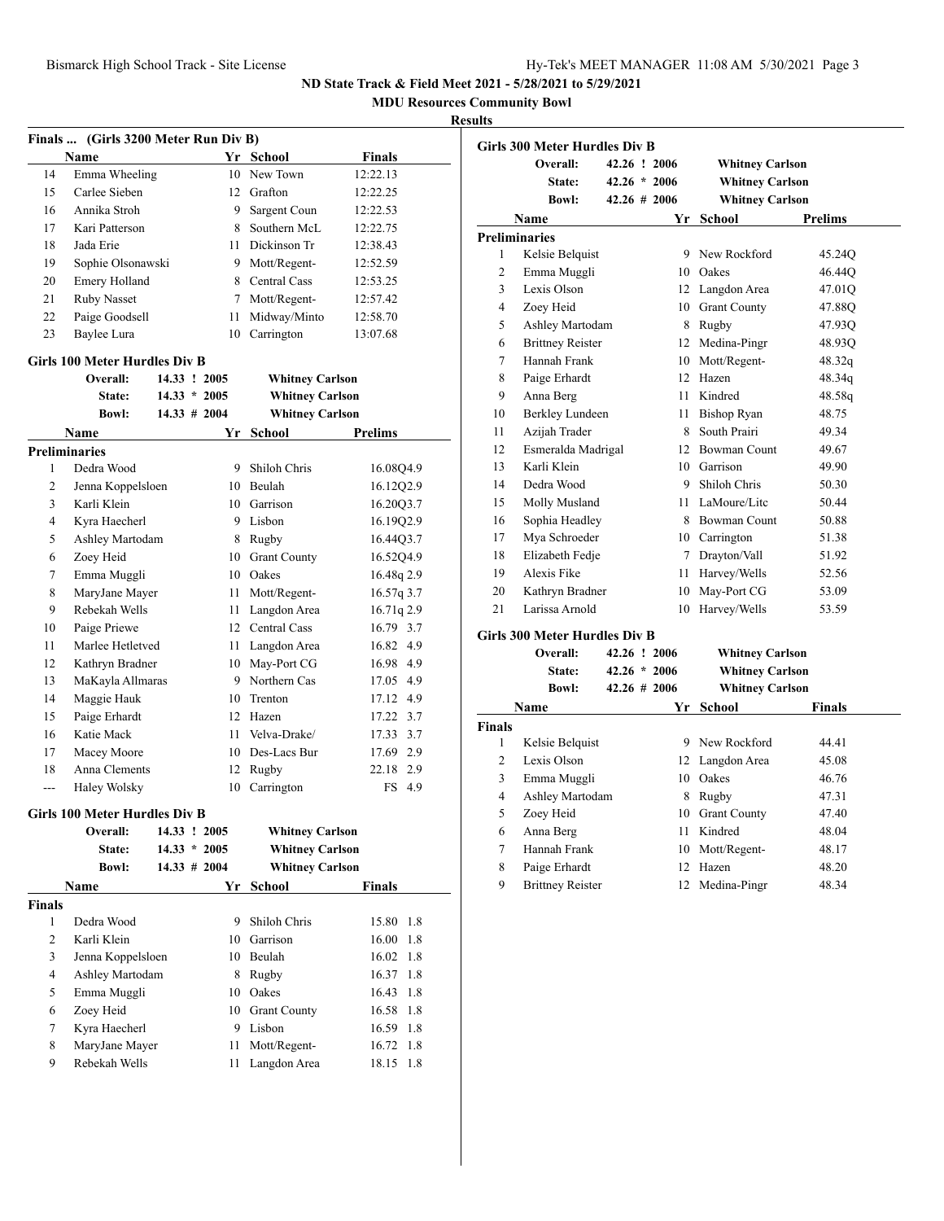ND State Track & Field Meet 2021 - 5/28/2021 to 5/29/2021

MDU Resources Community Bowl

**Results**

### Finals ... (Girls 3200 Meter Run Div B)

| | Name | Yr | School | Finals |
|---|---|---|---|---|
| 14 | Emma Wheeling | 10 | New Town | 12:22.13 |
| 15 | Carlee Sieben | 12 | Grafton | 12:22.25 |
| 16 | Annika Stroh | 9 | Sargent Coun | 12:22.53 |
| 17 | Kari Patterson | 8 | Southern McL | 12:22.75 |
| 18 | Jada Erie | 11 | Dickinson Tr | 12:38.43 |
| 19 | Sophie Olsonawski | 9 | Mott/Regent- | 12:52.59 |
| 20 | Emery Holland | 8 | Central Cass | 12:53.25 |
| 21 | Ruby Nasset | 7 | Mott/Regent- | 12:57.42 |
| 22 | Paige Goodsell | 11 | Midway/Minto | 12:58.70 |
| 23 | Baylee Lura | 10 | Carrington | 13:07.68 |

### Girls 100 Meter Hurdles Div B

Overall: 14.33 ! 2005 Whitney Carlson
State: 14.33 * 2005 Whitney Carlson
Bowl: 14.33 # 2004 Whitney Carlson

**Preliminaries**

| | Name | Yr | School | Prelims | Wind |
|---|---|---|---|---|---|
| 1 | Dedra Wood | 9 | Shiloh Chris | 16.08Q | 4.9 |
| 2 | Jenna Koppelsloen | 10 | Beulah | 16.12Q | 2.9 |
| 3 | Karli Klein | 10 | Garrison | 16.20Q | 3.7 |
| 4 | Kyra Haecherl | 9 | Lisbon | 16.19Q | 2.9 |
| 5 | Ashley Martodam | 8 | Rugby | 16.44Q | 3.7 |
| 6 | Zoey Heid | 10 | Grant County | 16.52Q | 4.9 |
| 7 | Emma Muggli | 10 | Oakes | 16.48q | 2.9 |
| 8 | MaryJane Mayer | 11 | Mott/Regent- | 16.57q | 3.7 |
| 9 | Rebekah Wells | 11 | Langdon Area | 16.71q | 2.9 |
| 10 | Paige Priewe | 12 | Central Cass | 16.79 | 3.7 |
| 11 | Marlee Hetletved | 11 | Langdon Area | 16.82 | 4.9 |
| 12 | Kathryn Bradner | 10 | May-Port CG | 16.98 | 4.9 |
| 13 | MaKayla Allmaras | 9 | Northern Cas | 17.05 | 4.9 |
| 14 | Maggie Hauk | 10 | Trenton | 17.12 | 4.9 |
| 15 | Paige Erhardt | 12 | Hazen | 17.22 | 3.7 |
| 16 | Katie Mack | 11 | Velva-Drake/ | 17.33 | 3.7 |
| 17 | Macey Moore | 10 | Des-Lacs Bur | 17.69 | 2.9 |
| 18 | Anna Clements | 12 | Rugby | 22.18 | 2.9 |
| --- | Haley Wolsky | 10 | Carrington | FS | 4.9 |

### Girls 100 Meter Hurdles Div B

Overall: 14.33 ! 2005 Whitney Carlson
State: 14.33 * 2005 Whitney Carlson
Bowl: 14.33 # 2004 Whitney Carlson

**Finals**

| | Name | Yr | School | Finals | Wind |
|---|---|---|---|---|---|
| 1 | Dedra Wood | 9 | Shiloh Chris | 15.80 | 1.8 |
| 2 | Karli Klein | 10 | Garrison | 16.00 | 1.8 |
| 3 | Jenna Koppelsloen | 10 | Beulah | 16.02 | 1.8 |
| 4 | Ashley Martodam | 8 | Rugby | 16.37 | 1.8 |
| 5 | Emma Muggli | 10 | Oakes | 16.43 | 1.8 |
| 6 | Zoey Heid | 10 | Grant County | 16.58 | 1.8 |
| 7 | Kyra Haecherl | 9 | Lisbon | 16.59 | 1.8 |
| 8 | MaryJane Mayer | 11 | Mott/Regent- | 16.72 | 1.8 |
| 9 | Rebekah Wells | 11 | Langdon Area | 18.15 | 1.8 |

### Girls 300 Meter Hurdles Div B

Overall: 42.26 ! 2006 Whitney Carlson
State: 42.26 * 2006 Whitney Carlson
Bowl: 42.26 # 2006 Whitney Carlson

**Preliminaries**

| | Name | Yr | School | Prelims |
|---|---|---|---|---|
| 1 | Kelsie Belquist | 9 | New Rockford | 45.24Q |
| 2 | Emma Muggli | 10 | Oakes | 46.44Q |
| 3 | Lexis Olson | 12 | Langdon Area | 47.01Q |
| 4 | Zoey Heid | 10 | Grant County | 47.88Q |
| 5 | Ashley Martodam | 8 | Rugby | 47.93Q |
| 6 | Brittney Reister | 12 | Medina-Pingr | 48.93Q |
| 7 | Hannah Frank | 10 | Mott/Regent- | 48.32q |
| 8 | Paige Erhardt | 12 | Hazen | 48.34q |
| 9 | Anna Berg | 11 | Kindred | 48.58q |
| 10 | Berkley Lundeen | 11 | Bishop Ryan | 48.75 |
| 11 | Azijah Trader | 8 | South Prairi | 49.34 |
| 12 | Esmeralda Madrigal | 12 | Bowman Count | 49.67 |
| 13 | Karli Klein | 10 | Garrison | 49.90 |
| 14 | Dedra Wood | 9 | Shiloh Chris | 50.30 |
| 15 | Molly Musland | 11 | LaMoure/Litc | 50.44 |
| 16 | Sophia Headley | 8 | Bowman Count | 50.88 |
| 17 | Mya Schroeder | 10 | Carrington | 51.38 |
| 18 | Elizabeth Fedje | 7 | Drayton/Vall | 51.92 |
| 19 | Alexis Fike | 11 | Harvey/Wells | 52.56 |
| 20 | Kathryn Bradner | 10 | May-Port CG | 53.09 |
| 21 | Larissa Arnold | 10 | Harvey/Wells | 53.59 |

### Girls 300 Meter Hurdles Div B

Overall: 42.26 ! 2006 Whitney Carlson
State: 42.26 * 2006 Whitney Carlson
Bowl: 42.26 # 2006 Whitney Carlson

**Finals**

| | Name | Yr | School | Finals |
|---|---|---|---|---|
| 1 | Kelsie Belquist | 9 | New Rockford | 44.41 |
| 2 | Lexis Olson | 12 | Langdon Area | 45.08 |
| 3 | Emma Muggli | 10 | Oakes | 46.76 |
| 4 | Ashley Martodam | 8 | Rugby | 47.31 |
| 5 | Zoey Heid | 10 | Grant County | 47.40 |
| 6 | Anna Berg | 11 | Kindred | 48.04 |
| 7 | Hannah Frank | 10 | Mott/Regent- | 48.17 |
| 8 | Paige Erhardt | 12 | Hazen | 48.20 |
| 9 | Brittney Reister | 12 | Medina-Pingr | 48.34 |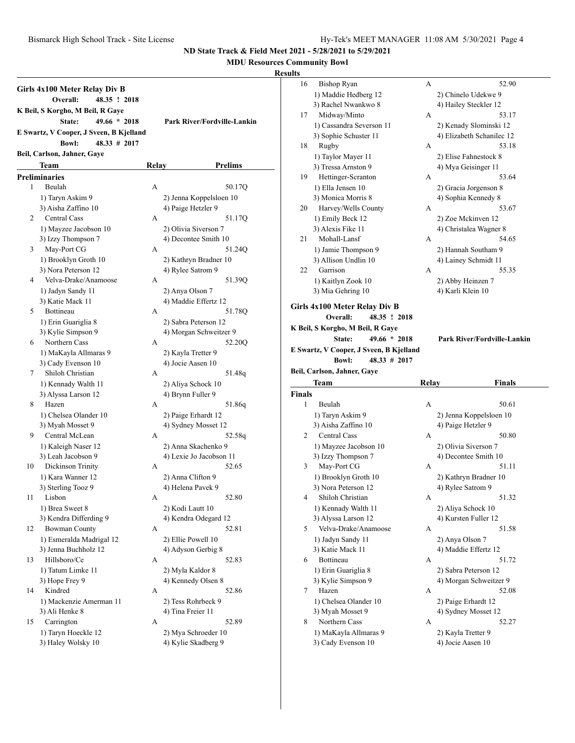## Girls 4x100 Meter Relay Div B

**Overall:** 48.35 ! 2018
**K Beil, S Korgho, M Beil, R Gaye**
**State:** 49.66 * 2018 **Park River/Fordville-Lankin**
**E Swartz, V Cooper, J Sveen, B Kjelland**
**Bowl:** 48.33 # 2017
**Beil, Carlson, Jahner, Gaye**

### Preliminaries

| Place | Team | Relay | Prelims |
|---|---|---|---|
| 1 | Beulah | A | 50.17Q |
| | 1) Taryn Askim 9 | 2) Jenna Koppelsloen 10 | |
| | 3) Aisha Zaffino 10 | 4) Paige Hetzler 9 | |
| 2 | Central Cass | A | 51.17Q |
| | 1) Mayzee Jacobson 10 | 2) Olivia Siverson 7 | |
| | 3) Izzy Thompson 7 | 4) Decontee Smith 10 | |
| 3 | May-Port CG | A | 51.24Q |
| | 1) Brooklyn Groth 10 | 2) Kathryn Bradner 10 | |
| | 3) Nora Peterson 12 | 4) Rylee Satrom 9 | |
| 4 | Velva-Drake/Anamoose | A | 51.39Q |
| | 1) Jadyn Sandy 11 | 2) Anya Olson 7 | |
| | 3) Katie Mack 11 | 4) Maddie Effertz 12 | |
| 5 | Bottineau | A | 51.78Q |
| | 1) Erin Guariglia 8 | 2) Sabra Peterson 12 | |
| | 3) Kylie Simpson 9 | 4) Morgan Schweitzer 9 | |
| 6 | Northern Cass | A | 52.20Q |
| | 1) MaKayla Allmaras 9 | 2) Kayla Tretter 9 | |
| | 3) Cady Evenson 10 | 4) Jocie Aasen 10 | |
| 7 | Shiloh Christian | A | 51.48q |
| | 1) Kennady Walth 11 | 2) Aliya Schock 10 | |
| | 3) Alyssa Larson 12 | 4) Brynn Fuller 9 | |
| 8 | Hazen | A | 51.86q |
| | 1) Chelsea Olander 10 | 2) Paige Erhardt 12 | |
| | 3) Myah Mosset 9 | 4) Sydney Mosset 12 | |
| 9 | Central McLean | A | 52.58q |
| | 1) Kaleigh Naser 12 | 2) Anna Skachenko 9 | |
| | 3) Leah Jacobson 9 | 4) Lexie Jo Jacobson 11 | |
| 10 | Dickinson Trinity | A | 52.65 |
| | 1) Kara Wanner 12 | 2) Anna Clifton 9 | |
| | 3) Sterling Tooz 9 | 4) Helena Pavek 9 | |
| 11 | Lisbon | A | 52.80 |
| | 1) Brea Sweet 8 | 2) Kodi Lautt 10 | |
| | 3) Kendra Differding 9 | 4) Kendra Odegard 12 | |
| 12 | Bowman County | A | 52.81 |
| | 1) Esmeralda Madrigal 12 | 2) Ellie Powell 10 | |
| | 3) Jenna Buchholz 12 | 4) Adyson Gerbig 8 | |
| 13 | Hillsboro/Ce | A | 52.83 |
| | 1) Tatum Limke 11 | 2) Myla Kaldor 8 | |
| | 3) Hope Frey 9 | 4) Kennedy Olsen 8 | |
| 14 | Kindred | A | 52.86 |
| | 1) Mackenzie Amerman 11 | 2) Tess Rohrbeck 9 | |
| | 3) Ali Henke 8 | 4) Tina Freier 11 | |
| 15 | Carrington | A | 52.89 |
| | 1) Taryn Hoeckle 12 | 2) Mya Schroeder 10 | |
| | 3) Haley Wolsky 10 | 4) Kylie Skadberg 9 | |
| 16 | Bishop Ryan | A | 52.90 |
| | 1) Maddie Hedberg 12 | 2) Chinelo Udekwe 9 | |
| | 3) Rachel Nwankwo 8 | 4) Hailey Steckler 12 | |
| 17 | Midway/Minto | A | 53.17 |
| | 1) Cassandra Severson 11 | 2) Kenady Slominski 12 | |
| | 3) Sophie Schuster 11 | 4) Elizabeth Schanilec 12 | |
| 18 | Rugby | A | 53.18 |
| | 1) Taylor Mayer 11 | 2) Elise Fahnestock 8 | |
| | 3) Tressa Arnston 9 | 4) Mya Geisinger 11 | |
| 19 | Hettinger-Scranton | A | 53.64 |
| | 1) Ella Jensen 10 | 2) Gracia Jorgenson 8 | |
| | 3) Monica Morris 8 | 4) Sophia Kennedy 8 | |
| 20 | Harvey/Wells County | A | 53.67 |
| | 1) Emily Beck 12 | 2) Zoe Mckinven 12 | |
| | 3) Alexis Fike 11 | 4) Christalea Wagner 8 | |
| 21 | Mohall-Lansf | A | 54.65 |
| | 1) Jamie Thompson 9 | 2) Hannah Southam 9 | |
| | 3) Allison Undlin 10 | 4) Lainey Schmidt 11 | |
| 22 | Garrison | A | 55.35 |
| | 1) Kaitlyn Zook 10 | 2) Abby Heinzen 7 | |
| | 3) Mia Gehring 10 | 4) Karli Klein 10 | |

## Girls 4x100 Meter Relay Div B

**Overall:** 48.35 ! 2018
**K Beil, S Korgho, M Beil, R Gaye**
**State:** 49.66 * 2018 **Park River/Fordville-Lankin**
**E Swartz, V Cooper, J Sveen, B Kjelland**
**Bowl:** 48.33 # 2017
**Beil, Carlson, Jahner, Gaye**

### Finals

| Place | Team | Relay | Finals |
|---|---|---|---|
| 1 | Beulah | A | 50.61 |
| | 1) Taryn Askim 9 | 2) Jenna Koppelsloen 10 | |
| | 3) Aisha Zaffino 10 | 4) Paige Hetzler 9 | |
| 2 | Central Cass | A | 50.80 |
| | 1) Mayzee Jacobson 10 | 2) Olivia Siverson 7 | |
| | 3) Izzy Thompson 7 | 4) Decontee Smith 10 | |
| 3 | May-Port CG | A | 51.11 |
| | 1) Brooklyn Groth 10 | 2) Kathryn Bradner 10 | |
| | 3) Nora Peterson 12 | 4) Rylee Satrom 9 | |
| 4 | Shiloh Christian | A | 51.32 |
| | 1) Kennady Walth 11 | 2) Aliya Schock 10 | |
| | 3) Alyssa Larson 12 | 4) Kursten Fuller 12 | |
| 5 | Velva-Drake/Anamoose | A | 51.58 |
| | 1) Jadyn Sandy 11 | 2) Anya Olson 7 | |
| | 3) Katie Mack 11 | 4) Maddie Effertz 12 | |
| 6 | Bottineau | A | 51.72 |
| | 1) Erin Guariglia 8 | 2) Sabra Peterson 12 | |
| | 3) Kylie Simpson 9 | 4) Morgan Schweitzer 9 | |
| 7 | Hazen | A | 52.08 |
| | 1) Chelsea Olander 10 | 2) Paige Erhardt 12 | |
| | 3) Myah Mosset 9 | 4) Sydney Mosset 12 | |
| 8 | Northern Cass | A | 52.27 |
| | 1) MaKayla Allmaras 9 | 2) Kayla Tretter 9 | |
| | 3) Cady Evenson 10 | 4) Jocie Aasen 10 | |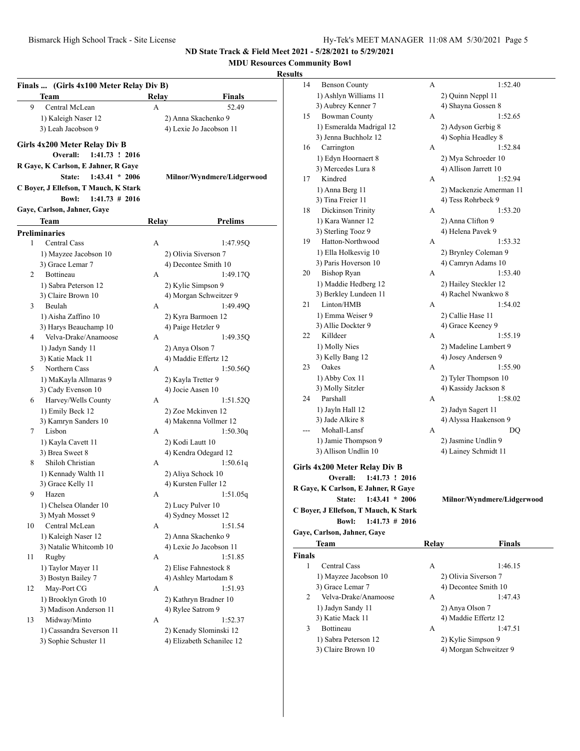ND State Track & Field Meet 2021 - 5/28/2021 to 5/29/2021

MDU Resources Community Bowl

Results

## Finals ... (Girls 4x100 Meter Relay Div B)

| | Team | Relay | Finals |
|---|---|---|---|
| 9 | Central McLean | A | 52.49 |
| | 1) Kaleigh Naser 12 | 2) Anna Skachenko 9 | |
| | 3) Leah Jacobson 9 | 4) Lexie Jo Jacobson 11 | |

## Girls 4x200 Meter Relay Div B

**Overall:** 1:41.73 ! 2016
R Gaye, K Carlson, E Jahner, R Gaye
**State:** 1:43.41 * 2006 Milnor/Wyndmere/Lidgerwood
C Boyer, J Ellefson, T Mauch, K Stark
**Bowl:** 1:41.73 # 2016
Gaye, Carlson, Jahner, Gaye

### Preliminaries

| | Team | Relay | Prelims |
|---|---|---|---|
| 1 | Central Cass | A | 1:47.95Q |
| | 1) Mayzee Jacobson 10 | 2) Olivia Siverson 7 | |
| | 3) Grace Lemar 7 | 4) Decontee Smith 10 | |
| 2 | Bottineau | A | 1:49.17Q |
| | 1) Sabra Peterson 12 | 2) Kylie Simpson 9 | |
| | 3) Claire Brown 10 | 4) Morgan Schweitzer 9 | |
| 3 | Beulah | A | 1:49.49Q |
| | 1) Aisha Zaffino 10 | 2) Kyra Barmoen 12 | |
| | 3) Harys Beauchamp 10 | 4) Paige Hetzler 9 | |
| 4 | Velva-Drake/Anamoose | A | 1:49.35Q |
| | 1) Jadyn Sandy 11 | 2) Anya Olson 7 | |
| | 3) Katie Mack 11 | 4) Maddie Effertz 12 | |
| 5 | Northern Cass | A | 1:50.56Q |
| | 1) MaKayla Allmaras 9 | 2) Kayla Tretter 9 | |
| | 3) Cady Evenson 10 | 4) Jocie Aasen 10 | |
| 6 | Harvey/Wells County | A | 1:51.52Q |
| | 1) Emily Beck 12 | 2) Zoe Mckinven 12 | |
| | 3) Kamryn Sanders 10 | 4) Makenna Vollmer 12 | |
| 7 | Lisbon | A | 1:50.30q |
| | 1) Kayla Cavett 11 | 2) Kodi Lautt 10 | |
| | 3) Brea Sweet 8 | 4) Kendra Odegard 12 | |
| 8 | Shiloh Christian | A | 1:50.61q |
| | 1) Kennady Walth 11 | 2) Aliya Schock 10 | |
| | 3) Grace Kelly 11 | 4) Kursten Fuller 12 | |
| 9 | Hazen | A | 1:51.05q |
| | 1) Chelsea Olander 10 | 2) Lucy Pulver 10 | |
| | 3) Myah Mosset 9 | 4) Sydney Mosset 12 | |
| 10 | Central McLean | A | 1:51.54 |
| | 1) Kaleigh Naser 12 | 2) Anna Skachenko 9 | |
| | 3) Natalie Whitcomb 10 | 4) Lexie Jo Jacobson 11 | |
| 11 | Rugby | A | 1:51.85 |
| | 1) Taylor Mayer 11 | 2) Elise Fahnestock 8 | |
| | 3) Bostyn Bailey 7 | 4) Ashley Martodam 8 | |
| 12 | May-Port CG | A | 1:51.93 |
| | 1) Brooklyn Groth 10 | 2) Kathryn Bradner 10 | |
| | 3) Madison Anderson 11 | 4) Rylee Satrom 9 | |
| 13 | Midway/Minto | A | 1:52.37 |
| | 1) Cassandra Severson 11 | 2) Kenady Slominski 12 | |
| | 3) Sophie Schuster 11 | 4) Elizabeth Schanilec 12 | |
| 14 | Benson County | A | 1:52.40 |
| | 1) Ashlyn Williams 11 | 2) Quinn Neppl 11 | |
| | 3) Aubrey Kenner 7 | 4) Shayna Gossen 8 | |
| 15 | Bowman County | A | 1:52.65 |
| | 1) Esmeralda Madrigal 12 | 2) Adyson Gerbig 8 | |
| | 3) Jenna Buchholz 12 | 4) Sophia Headley 8 | |
| 16 | Carrington | A | 1:52.84 |
| | 1) Edyn Hoornaert 8 | 2) Mya Schroeder 10 | |
| | 3) Mercedes Lura 8 | 4) Allison Jarrett 10 | |
| 17 | Kindred | A | 1:52.94 |
| | 1) Anna Berg 11 | 2) Mackenzie Amerman 11 | |
| | 3) Tina Freier 11 | 4) Tess Rohrbeck 9 | |
| 18 | Dickinson Trinity | A | 1:53.20 |
| | 1) Kara Wanner 12 | 2) Anna Clifton 9 | |
| | 3) Sterling Tooz 9 | 4) Helena Pavek 9 | |
| 19 | Hatton-Northwood | A | 1:53.32 |
| | 1) Ella Holkesvig 10 | 2) Brynley Coleman 9 | |
| | 3) Paris Hoverson 10 | 4) Camryn Adams 10 | |
| 20 | Bishop Ryan | A | 1:53.40 |
| | 1) Maddie Hedberg 12 | 2) Hailey Steckler 12 | |
| | 3) Berkley Lundeen 11 | 4) Rachel Nwankwo 8 | |
| 21 | Linton/HMB | A | 1:54.02 |
| | 1) Emma Weiser 9 | 2) Callie Hase 11 | |
| | 3) Allie Dockter 9 | 4) Grace Keeney 9 | |
| 22 | Killdeer | A | 1:55.19 |
| | 1) Molly Nies | 2) Madeline Lambert 9 | |
| | 3) Kelly Bang 12 | 4) Josey Andersen 9 | |
| 23 | Oakes | A | 1:55.90 |
| | 1) Abby Cox 11 | 2) Tyler Thompson 10 | |
| | 3) Molly Sitzler | 4) Kassidy Jackson 8 | |
| 24 | Parshall | A | 1:58.02 |
| | 1) Jayln Hall 12 | 2) Jadyn Sagert 11 | |
| | 3) Jade Alkire 8 | 4) Alyssa Haakenson 9 | |
| --- | Mohall-Lansf | A | DQ |
| | 1) Jamie Thompson 9 | 2) Jasmine Undlin 9 | |
| | 3) Allison Undlin 10 | 4) Lainey Schmidt 11 | |

## Girls 4x200 Meter Relay Div B

**Overall:** 1:41.73 ! 2016
R Gaye, K Carlson, E Jahner, R Gaye
**State:** 1:43.41 * 2006 Milnor/Wyndmere/Lidgerwood
C Boyer, J Ellefson, T Mauch, K Stark
**Bowl:** 1:41.73 # 2016
Gaye, Carlson, Jahner, Gaye

### Finals

| | Team | Relay | Finals |
|---|---|---|---|
| 1 | Central Cass | A | 1:46.15 |
| | 1) Mayzee Jacobson 10 | 2) Olivia Siverson 7 | |
| | 3) Grace Lemar 7 | 4) Decontee Smith 10 | |
| 2 | Velva-Drake/Anamoose | A | 1:47.43 |
| | 1) Jadyn Sandy 11 | 2) Anya Olson 7 | |
| | 3) Katie Mack 11 | 4) Maddie Effertz 12 | |
| 3 | Bottineau | A | 1:47.51 |
| | 1) Sabra Peterson 12 | 2) Kylie Simpson 9 | |
| | 3) Claire Brown 10 | 4) Morgan Schweitzer 9 | |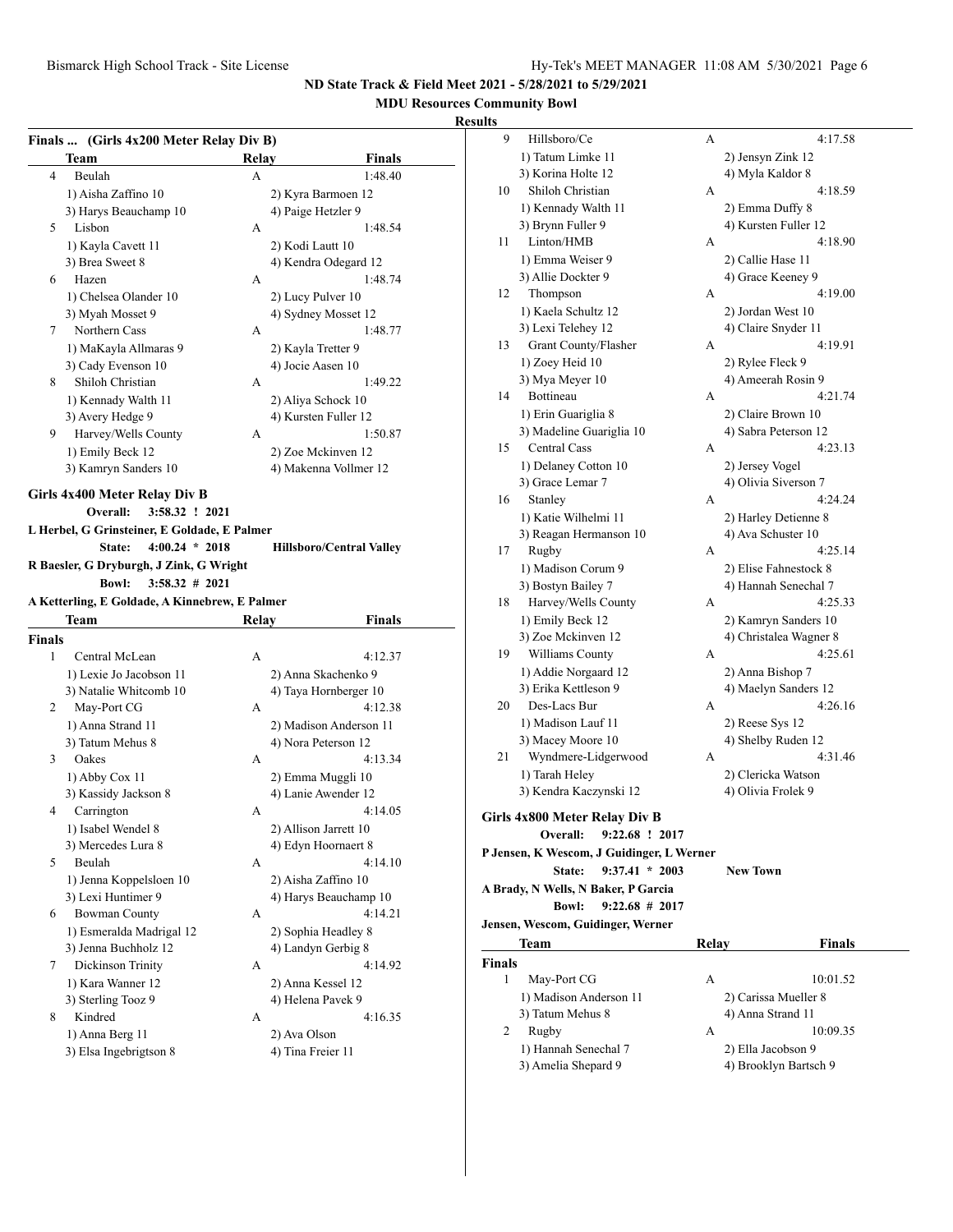ND State Track & Field Meet 2021 - 5/28/2021 to 5/29/2021

MDU Resources Community Bowl

**Results**

### Finals ... (Girls 4x200 Meter Relay Div B)

| | Team | Relay | Finals |
|---|---|---|---|
| 4 | Beulah | A | 1:48.40 |
| | 1) Aisha Zaffino 10 | 2) Kyra Barmoen 12 | |
| | 3) Harys Beauchamp 10 | 4) Paige Hetzler 9 | |
| 5 | Lisbon | A | 1:48.54 |
| | 1) Kayla Cavett 11 | 2) Kodi Lautt 10 | |
| | 3) Brea Sweet 8 | 4) Kendra Odegard 12 | |
| 6 | Hazen | A | 1:48.74 |
| | 1) Chelsea Olander 10 | 2) Lucy Pulver 10 | |
| | 3) Myah Mosset 9 | 4) Sydney Mosset 12 | |
| 7 | Northern Cass | A | 1:48.77 |
| | 1) MaKayla Allmaras 9 | 2) Kayla Tretter 9 | |
| | 3) Cady Evenson 10 | 4) Jocie Aasen 10 | |
| 8 | Shiloh Christian | A | 1:49.22 |
| | 1) Kennady Walth 11 | 2) Aliya Schock 10 | |
| | 3) Avery Hedge 9 | 4) Kursten Fuller 12 | |
| 9 | Harvey/Wells County | A | 1:50.87 |
| | 1) Emily Beck 12 | 2) Zoe Mckinven 12 | |
| | 3) Kamryn Sanders 10 | 4) Makenna Vollmer 12 | |

### Girls 4x400 Meter Relay Div B

**Overall: 3:58.32 ! 2021**

L Herbel, G Grinsteiner, E Goldade, E Palmer

**State: 4:00.24 * 2018** **Hillsboro/Central Valley**

R Baesler, G Dryburgh, J Zink, G Wright

**Bowl: 3:58.32 # 2021**

A Ketterling, E Goldade, A Kinnebrew, E Palmer

| | Team | Relay | Finals |
|---|---|---|---|
| **Finals** | | | |
| 1 | Central McLean | A | 4:12.37 |
| | 1) Lexie Jo Jacobson 11 | 2) Anna Skachenko 9 | |
| | 3) Natalie Whitcomb 10 | 4) Taya Hornberger 10 | |
| 2 | May-Port CG | A | 4:12.38 |
| | 1) Anna Strand 11 | 2) Madison Anderson 11 | |
| | 3) Tatum Mehus 8 | 4) Nora Peterson 12 | |
| 3 | Oakes | A | 4:13.34 |
| | 1) Abby Cox 11 | 2) Emma Muggli 10 | |
| | 3) Kassidy Jackson 8 | 4) Lanie Awender 12 | |
| 4 | Carrington | A | 4:14.05 |
| | 1) Isabel Wendel 8 | 2) Allison Jarrett 10 | |
| | 3) Mercedes Lura 8 | 4) Edyn Hoornaert 8 | |
| 5 | Beulah | A | 4:14.10 |
| | 1) Jenna Koppelsloen 10 | 2) Aisha Zaffino 10 | |
| | 3) Lexi Huntimer 9 | 4) Harys Beauchamp 10 | |
| 6 | Bowman County | A | 4:14.21 |
| | 1) Esmeralda Madrigal 12 | 2) Sophia Headley 8 | |
| | 3) Jenna Buchholz 12 | 4) Landyn Gerbig 8 | |
| 7 | Dickinson Trinity | A | 4:14.92 |
| | 1) Kara Wanner 12 | 2) Anna Kessel 12 | |
| | 3) Sterling Tooz 9 | 4) Helena Pavek 9 | |
| 8 | Kindred | A | 4:16.35 |
| | 1) Anna Berg 11 | 2) Ava Olson | |
| | 3) Elsa Ingebrigtson 8 | 4) Tina Freier 11 | |
| 9 | Hillsboro/Ce | A | 4:17.58 |
| | 1) Tatum Limke 11 | 2) Jensyn Zink 12 | |
| | 3) Korina Holte 12 | 4) Myla Kaldor 8 | |
| 10 | Shiloh Christian | A | 4:18.59 |
| | 1) Kennady Walth 11 | 2) Emma Duffy 8 | |
| | 3) Brynn Fuller 9 | 4) Kursten Fuller 12 | |
| 11 | Linton/HMB | A | 4:18.90 |
| | 1) Emma Weiser 9 | 2) Callie Hase 11 | |
| | 3) Allie Dockter 9 | 4) Grace Keeney 9 | |
| 12 | Thompson | A | 4:19.00 |
| | 1) Kaela Schultz 12 | 2) Jordan West 10 | |
| | 3) Lexi Telehey 12 | 4) Claire Snyder 11 | |
| 13 | Grant County/Flasher | A | 4:19.91 |
| | 1) Zoey Heid 10 | 2) Rylee Fleck 9 | |
| | 3) Mya Meyer 10 | 4) Ameerah Rosin 9 | |
| 14 | Bottineau | A | 4:21.74 |
| | 1) Erin Guariglia 8 | 2) Claire Brown 10 | |
| | 3) Madeline Guariglia 10 | 4) Sabra Peterson 12 | |
| 15 | Central Cass | A | 4:23.13 |
| | 1) Delaney Cotton 10 | 2) Jersey Vogel | |
| | 3) Grace Lemar 7 | 4) Olivia Siverson 7 | |
| 16 | Stanley | A | 4:24.24 |
| | 1) Katie Wilhelmi 11 | 2) Harley Detienne 8 | |
| | 3) Reagan Hermanson 10 | 4) Ava Schuster 10 | |
| 17 | Rugby | A | 4:25.14 |
| | 1) Madison Corum 9 | 2) Elise Fahnestock 8 | |
| | 3) Bostyn Bailey 7 | 4) Hannah Senechal 7 | |
| 18 | Harvey/Wells County | A | 4:25.33 |
| | 1) Emily Beck 12 | 2) Kamryn Sanders 10 | |
| | 3) Zoe Mckinven 12 | 4) Christalea Wagner 8 | |
| 19 | Williams County | A | 4:25.61 |
| | 1) Addie Norgaard 12 | 2) Anna Bishop 7 | |
| | 3) Erika Kettleson 9 | 4) Maelyn Sanders 12 | |
| 20 | Des-Lacs Bur | A | 4:26.16 |
| | 1) Madison Lauf 11 | 2) Reese Sys 12 | |
| | 3) Macey Moore 10 | 4) Shelby Ruden 12 | |
| 21 | Wyndmere-Lidgerwood | A | 4:31.46 |
| | 1) Tarah Heley | 2) Clericka Watson | |
| | 3) Kendra Kaczynski 12 | 4) Olivia Frolek 9 | |

### Girls 4x800 Meter Relay Div B

**Overall: 9:22.68 ! 2017**

P Jensen, K Wescom, J Guidinger, L Werner

**State: 9:37.41 * 2003** **New Town**

A Brady, N Wells, N Baker, P Garcia

**Bowl: 9:22.68 # 2017**

Jensen, Wescom, Guidinger, Werner

| | Team | Relay | Finals |
|---|---|---|---|
| **Finals** | | | |
| 1 | May-Port CG | A | 10:01.52 |
| | 1) Madison Anderson 11 | 2) Carissa Mueller 8 | |
| | 3) Tatum Mehus 8 | 4) Anna Strand 11 | |
| 2 | Rugby | A | 10:09.35 |
| | 1) Hannah Senechal 7 | 2) Ella Jacobson 9 | |
| | 3) Amelia Shepard 9 | 4) Brooklyn Bartsch 9 | |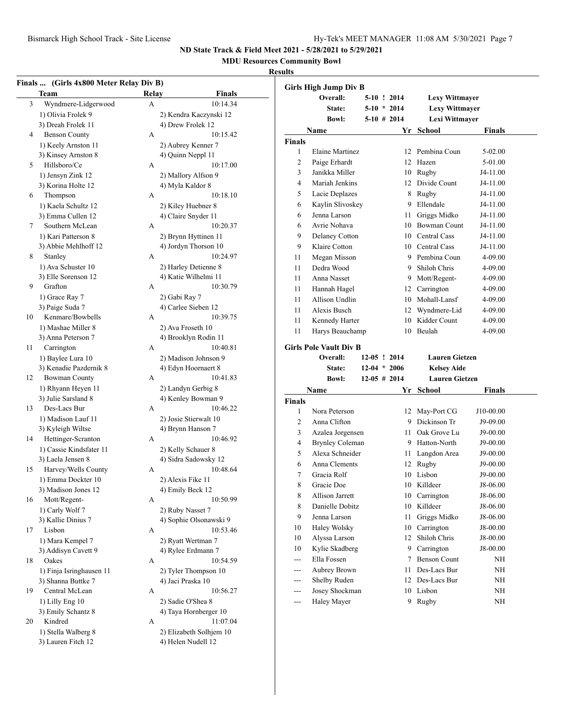**ND State Track & Field Meet 2021 - 5/28/2021 to 5/29/2021**

**MDU Resources Community Bowl**

**Results**

## Finals ... (Girls 4x800 Meter Relay Div B)

| | Team | Relay | Finals |
|---|---|---|---|
| 3 | Wyndmere-Lidgerwood | A | 10:14.34 |
| | 1) Olivia Frolek 9 | 2) Kendra Kaczynski 12 | |
| | 3) Dreah Frolek 11 | 4) Drew Frolek 12 | |
| 4 | Benson County | A | 10:15.42 |
| | 1) Keely Arnston 11 | 2) Aubrey Kenner 7 | |
| | 3) Kinsey Arnston 8 | 4) Quinn Neppl 11 | |
| 5 | Hillsboro/Ce | A | 10:17.00 |
| | 1) Jensyn Zink 12 | 2) Mallory Alfson 9 | |
| | 3) Korina Holte 12 | 4) Myla Kaldor 8 | |
| 6 | Thompson | A | 10:18.10 |
| | 1) Kaela Schultz 12 | 2) Kiley Huebner 8 | |
| | 3) Emma Cullen 12 | 4) Claire Snyder 11 | |
| 7 | Southern McLean | A | 10:20.37 |
| | 1) Kari Patterson 8 | 2) Brynn Hyttinen 11 | |
| | 3) Abbie Mehlhoff 12 | 4) Jordyn Thorson 10 | |
| 8 | Stanley | A | 10:24.97 |
| | 1) Ava Schuster 10 | 2) Harley Detienne 8 | |
| | 3) Elle Sorenson 12 | 4) Katie Wilhelmi 11 | |
| 9 | Grafton | A | 10:30.79 |
| | 1) Grace Ray 7 | 2) Gabi Ray 7 | |
| | 3) Paige Suda 7 | 4) Carlee Sieben 12 | |
| 10 | Kenmare/Bowbells | A | 10:39.75 |
| | 1) Mashae Miller 8 | 2) Ava Froseth 10 | |
| | 3) Anna Peterson 7 | 4) Brooklyn Rodin 11 | |
| 11 | Carrington | A | 10:40.81 |
| | 1) Baylee Lura 10 | 2) Madison Johnson 9 | |
| | 3) Kenadie Pazdernik 8 | 4) Edyn Hoornaert 8 | |
| 12 | Bowman County | A | 10:41.83 |
| | 1) Rhyann Heyen 11 | 2) Landyn Gerbig 8 | |
| | 3) Julie Sarsland 8 | 4) Kenley Bowman 9 | |
| 13 | Des-Lacs Bur | A | 10:46.22 |
| | 1) Madison Lauf 11 | 2) Josie Stierwalt 10 | |
| | 3) Kyleigh Wiltse | 4) Brynn Hanson 7 | |
| 14 | Hettinger-Scranton | A | 10:46.92 |
| | 1) Cassie Kindsfater 11 | 2) Kelly Schauer 8 | |
| | 3) Laela Jensen 8 | 4) Sidra Sadowsky 12 | |
| 15 | Harvey/Wells County | A | 10:48.64 |
| | 1) Emma Dockter 10 | 2) Alexis Fike 11 | |
| | 3) Madison Jones 12 | 4) Emily Beck 12 | |
| 16 | Mott/Regent- | A | 10:50.99 |
| | 1) Carly Wolf 7 | 2) Ruby Nasset 7 | |
| | 3) Kallie Dinius 7 | 4) Sophie Olsonawski 9 | |
| 17 | Lisbon | A | 10:53.46 |
| | 1) Mara Kempel 7 | 2) Ryatt Wertman 7 | |
| | 3) Addisyn Cavett 9 | 4) Rylee Erdmann 7 | |
| 18 | Oakes | A | 10:54.59 |
| | 1) Finja Isringhausen 11 | 2) Tyler Thompson 10 | |
| | 3) Shanna Buttke 7 | 4) Jaci Praska 10 | |
| 19 | Central McLean | A | 10:56.27 |
| | 1) Lilly Eng 10 | 2) Sadie O'Shea 8 | |
| | 3) Emily Schantz 8 | 4) Taya Hornberger 10 | |
| 20 | Kindred | A | 11:07.04 |
| | 1) Stella Walberg 8 | 2) Elizabeth Solhjem 10 | |
| | 3) Lauren Fitch 12 | 4) Helen Nudell 12 | |

## Girls High Jump Div B

| | | | |
|---|---|---|---|
| **Overall:** | 5-10 ! 2014 | **Lexy Wittmayer** |
| **State:** | 5-10 * 2014 | **Lexy Wittmayer** |
| **Bowl:** | 5-10 # 2014 | **Lexi Wittmayer** |

| | Name | Yr | School | Finals |
|---|---|---|---|---|
| **Finals** | | | | |
| 1 | Elaine Martinez | 12 | Pembina Coun | 5-02.00 |
| 2 | Paige Erhardt | 12 | Hazen | 5-01.00 |
| 3 | Janikka Miller | 10 | Rugby | J4-11.00 |
| 4 | Mariah Jenkins | 12 | Divide Count | J4-11.00 |
| 5 | Lacie Deplazes | 8 | Rugby | J4-11.00 |
| 6 | Kaylin Slivoskey | 9 | Ellendale | J4-11.00 |
| 6 | Jenna Larson | 11 | Griggs Midko | J4-11.00 |
| 6 | Avrie Nohava | 10 | Bowman Count | J4-11.00 |
| 9 | Delaney Cotton | 10 | Central Cass | J4-11.00 |
| 9 | Klaire Cotton | 10 | Central Cass | J4-11.00 |
| 11 | Megan Misson | 9 | Pembina Coun | 4-09.00 |
| 11 | Dedra Wood | 9 | Shiloh Chris | 4-09.00 |
| 11 | Anna Nasset | 9 | Mott/Regent- | 4-09.00 |
| 11 | Hannah Hagel | 12 | Carrington | 4-09.00 |
| 11 | Allison Undlin | 10 | Mohall-Lansf | 4-09.00 |
| 11 | Alexis Busch | 12 | Wyndmere-Lid | 4-09.00 |
| 11 | Kennedy Harter | 10 | Kidder Count | 4-09.00 |
| 11 | Harys Beauchamp | 10 | Beulah | 4-09.00 |

## Girls Pole Vault Div B

| | | |
|---|---|---|
| **Overall:** | 12-05 ! 2014 | **Lauren Gietzen** |
| **State:** | 12-04 * 2006 | **Kelsey Aide** |
| **Bowl:** | 12-05 # 2014 | **Lauren Gietzen** |

| | Name | Yr | School | Finals |
|---|---|---|---|---|
| **Finals** | | | | |
| 1 | Nora Peterson | 12 | May-Port CG | J10-00.00 |
| 2 | Anna Clifton | 9 | Dickinson Tr | J9-09.00 |
| 3 | Azalea Jorgensen | 11 | Oak Grove Lu | J9-00.00 |
| 4 | Brynley Coleman | 9 | Hatton-North | J9-00.00 |
| 5 | Alexa Schneider | 11 | Langdon Area | J9-00.00 |
| 6 | Anna Clements | 12 | Rugby | J9-00.00 |
| 7 | Gracia Rolf | 10 | Lisbon | J9-00.00 |
| 8 | Gracie Doe | 10 | Killdeer | J8-06.00 |
| 8 | Allison Jarrett | 10 | Carrington | J8-06.00 |
| 8 | Danielle Dobitz | 10 | Killdeer | J8-06.00 |
| 9 | Jenna Larson | 11 | Griggs Midko | J8-06.00 |
| 10 | Haley Wolsky | 10 | Carrington | J8-00.00 |
| 10 | Alyssa Larson | 12 | Shiloh Chris | J8-00.00 |
| 10 | Kylie Skadberg | 9 | Carrington | J8-00.00 |
| --- | Ella Fossen | 7 | Benson Count | NH |
| --- | Aubrey Brown | 11 | Des-Lacs Bur | NH |
| --- | Shelby Ruden | 12 | Des-Lacs Bur | NH |
| --- | Josey Shockman | 10 | Lisbon | NH |
| --- | Haley Mayer | 9 | Rugby | NH |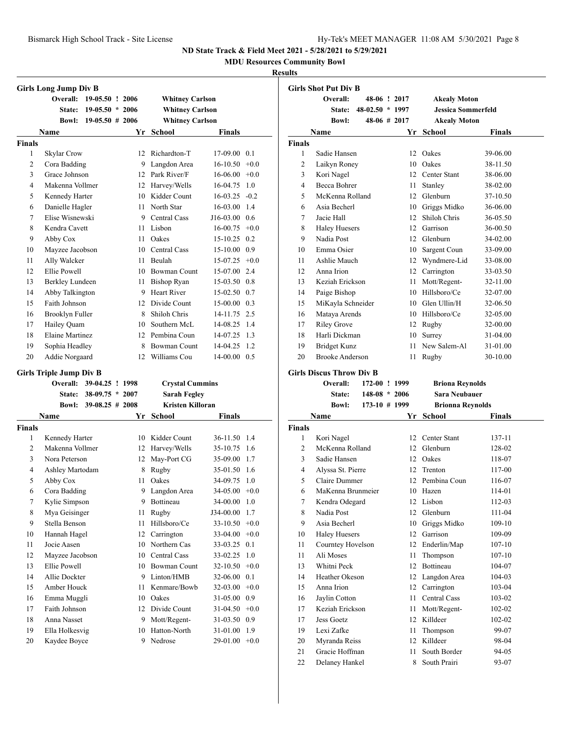## ND State Track & Field Meet 2021 - 5/28/2021 to 5/29/2021

### MDU Resources Community Bowl

### Results

### Girls Long Jump Div B

| | | | |
|---|---|---|---|
| Overall: | 19-05.50 ! 2006 | Whitney Carlson | |
| State: | 19-05.50 * 2006 | Whitney Carlson | |
| Bowl: | 19-05.50 # 2006 | Whitney Carlson | |

**Finals**

| Place | Name | Yr | School | Finals | Wind |
|---|---|---|---|---|---|
| 1 | Skylar Crow | 12 | Richardton-T | 17-09.00 | 0.1 |
| 2 | Cora Badding | 9 | Langdon Area | 16-10.50 | +0.0 |
| 3 | Grace Johnson | 12 | Park River/F | 16-06.00 | +0.0 |
| 4 | Makenna Vollmer | 12 | Harvey/Wells | 16-04.75 | 1.0 |
| 5 | Kennedy Harter | 10 | Kidder Count | 16-03.25 | -0.2 |
| 6 | Danielle Hagler | 11 | North Star | 16-03.00 | 1.4 |
| 7 | Elise Wisnewski | 9 | Central Cass | J16-03.00 | 0.6 |
| 8 | Kendra Cavett | 11 | Lisbon | 16-00.75 | +0.0 |
| 9 | Abby Cox | 11 | Oakes | 15-10.25 | 0.2 |
| 10 | Mayzee Jacobson | 10 | Central Cass | 15-10.00 | 0.9 |
| 11 | Ally Walcker | 11 | Beulah | 15-07.25 | +0.0 |
| 12 | Ellie Powell | 10 | Bowman Count | 15-07.00 | 2.4 |
| 13 | Berkley Lundeen | 11 | Bishop Ryan | 15-03.50 | 0.8 |
| 14 | Abby Talkington | 9 | Heart River | 15-02.50 | 0.7 |
| 15 | Faith Johnson | 12 | Divide Count | 15-00.00 | 0.3 |
| 16 | Brooklyn Fuller | 8 | Shiloh Chris | 14-11.75 | 2.5 |
| 17 | Hailey Quam | 10 | Southern McL | 14-08.25 | 1.4 |
| 18 | Elaine Martinez | 12 | Pembina Coun | 14-07.25 | 1.3 |
| 19 | Sophia Headley | 8 | Bowman Count | 14-04.25 | 1.2 |
| 20 | Addie Norgaard | 12 | Williams Cou | 14-00.00 | 0.5 |

### Girls Triple Jump Div B

| | | | |
|---|---|---|---|
| Overall: | 39-04.25 ! 1998 | Crystal Cummins | |
| State: | 38-09.75 * 2007 | Sarah Fegley | |
| Bowl: | 39-08.25 # 2008 | Kristen Killoran | |

**Finals**

| Place | Name | Yr | School | Finals | Wind |
|---|---|---|---|---|---|
| 1 | Kennedy Harter | 10 | Kidder Count | 36-11.50 | 1.4 |
| 2 | Makenna Vollmer | 12 | Harvey/Wells | 35-10.75 | 1.6 |
| 3 | Nora Peterson | 12 | May-Port CG | 35-09.00 | 1.7 |
| 4 | Ashley Martodam | 8 | Rugby | 35-01.50 | 1.6 |
| 5 | Abby Cox | 11 | Oakes | 34-09.75 | 1.0 |
| 6 | Cora Badding | 9 | Langdon Area | 34-05.00 | +0.0 |
| 7 | Kylie Simpson | 9 | Bottineau | 34-00.00 | 1.0 |
| 8 | Mya Geisinger | 11 | Rugby | J34-00.00 | 1.7 |
| 9 | Stella Benson | 11 | Hillsboro/Ce | 33-10.50 | +0.0 |
| 10 | Hannah Hagel | 12 | Carrington | 33-04.00 | +0.0 |
| 11 | Jocie Aasen | 10 | Northern Cas | 33-03.25 | 0.1 |
| 12 | Mayzee Jacobson | 10 | Central Cass | 33-02.25 | 1.0 |
| 13 | Ellie Powell | 10 | Bowman Count | 32-10.50 | +0.0 |
| 14 | Allie Dockter | 9 | Linton/HMB | 32-06.00 | 0.1 |
| 15 | Amber Houck | 11 | Kenmare/Bowb | 32-03.00 | +0.0 |
| 16 | Emma Muggli | 10 | Oakes | 31-05.00 | 0.9 |
| 17 | Faith Johnson | 12 | Divide Count | 31-04.50 | +0.0 |
| 18 | Anna Nasset | 9 | Mott/Regent- | 31-03.50 | 0.9 |
| 19 | Ella Holkesvig | 10 | Hatton-North | 31-01.00 | 1.9 |
| 20 | Kaydee Boyce | 9 | Nedrose | 29-01.00 | +0.0 |

### Girls Shot Put Div B

| | | |
|---|---|---|
| Overall: | 48-06 ! 2017 | Akealy Moton |
| State: | 48-02.50 * 1997 | Jessica Sommerfeld |
| Bowl: | 48-06 # 2017 | Akealy Moton |

**Finals**

| Place | Name | Yr | School | Finals |
|---|---|---|---|---|
| 1 | Sadie Hansen | 12 | Oakes | 39-06.00 |
| 2 | Laikyn Roney | 10 | Oakes | 38-11.50 |
| 3 | Kori Nagel | 12 | Center Stant | 38-06.00 |
| 4 | Becca Bohrer | 11 | Stanley | 38-02.00 |
| 5 | McKenna Rolland | 12 | Glenburn | 37-10.50 |
| 6 | Asia Becherl | 10 | Griggs Midko | 36-06.00 |
| 7 | Jacie Hall | 12 | Shiloh Chris | 36-05.50 |
| 8 | Haley Huesers | 12 | Garrison | 36-00.50 |
| 9 | Nadia Post | 12 | Glenburn | 34-02.00 |
| 10 | Emma Osier | 10 | Sargent Coun | 33-09.00 |
| 11 | Ashlie Mauch | 12 | Wyndmere-Lid | 33-08.00 |
| 12 | Anna Irion | 12 | Carrington | 33-03.50 |
| 13 | Keziah Erickson | 11 | Mott/Regent- | 32-11.00 |
| 14 | Paige Bishop | 10 | Hillsboro/Ce | 32-07.00 |
| 15 | MiKayla Schneider | 10 | Glen Ullin/H | 32-06.50 |
| 16 | Mataya Arends | 10 | Hillsboro/Ce | 32-05.00 |
| 17 | Riley Grove | 12 | Rugby | 32-00.00 |
| 18 | Harli Dickman | 10 | Surrey | 31-04.00 |
| 19 | Bridget Kunz | 11 | New Salem-Al | 31-01.00 |
| 20 | Brooke Anderson | 11 | Rugby | 30-10.00 |

### Girls Discus Throw Div B

| | | |
|---|---|---|
| Overall: | 172-00 ! 1999 | Briona Reynolds |
| State: | 148-08 * 2006 | Sara Neubauer |
| Bowl: | 173-10 # 1999 | Brionna Reynolds |

**Finals**

| Place | Name | Yr | School | Finals |
|---|---|---|---|---|
| 1 | Kori Nagel | 12 | Center Stant | 137-11 |
| 2 | McKenna Rolland | 12 | Glenburn | 128-02 |
| 3 | Sadie Hansen | 12 | Oakes | 118-07 |
| 4 | Alyssa St. Pierre | 12 | Trenton | 117-00 |
| 5 | Claire Dummer | 12 | Pembina Coun | 116-07 |
| 6 | MaKenna Brunmeier | 10 | Hazen | 114-01 |
| 7 | Kendra Odegard | 12 | Lisbon | 112-03 |
| 8 | Nadia Post | 12 | Glenburn | 111-04 |
| 9 | Asia Becherl | 10 | Griggs Midko | 109-10 |
| 10 | Haley Huesers | 12 | Garrison | 109-09 |
| 11 | Courntey Hovelson | 12 | Enderlin/Map | 107-10 |
| 11 | Ali Moses | 11 | Thompson | 107-10 |
| 13 | Whitni Peck | 12 | Bottineau | 104-07 |
| 14 | Heather Okeson | 12 | Langdon Area | 104-03 |
| 15 | Anna Irion | 12 | Carrington | 103-04 |
| 16 | Jaylin Cotton | 11 | Central Cass | 103-02 |
| 17 | Keziah Erickson | 11 | Mott/Regent- | 102-02 |
| 17 | Jess Goetz | 12 | Killdeer | 102-02 |
| 19 | Lexi Zafke | 11 | Thompson | 99-07 |
| 20 | Myranda Reiss | 12 | Killdeer | 98-04 |
| 21 | Gracie Hoffman | 11 | South Border | 94-05 |
| 22 | Delaney Hankel | 8 | South Prairi | 93-07 |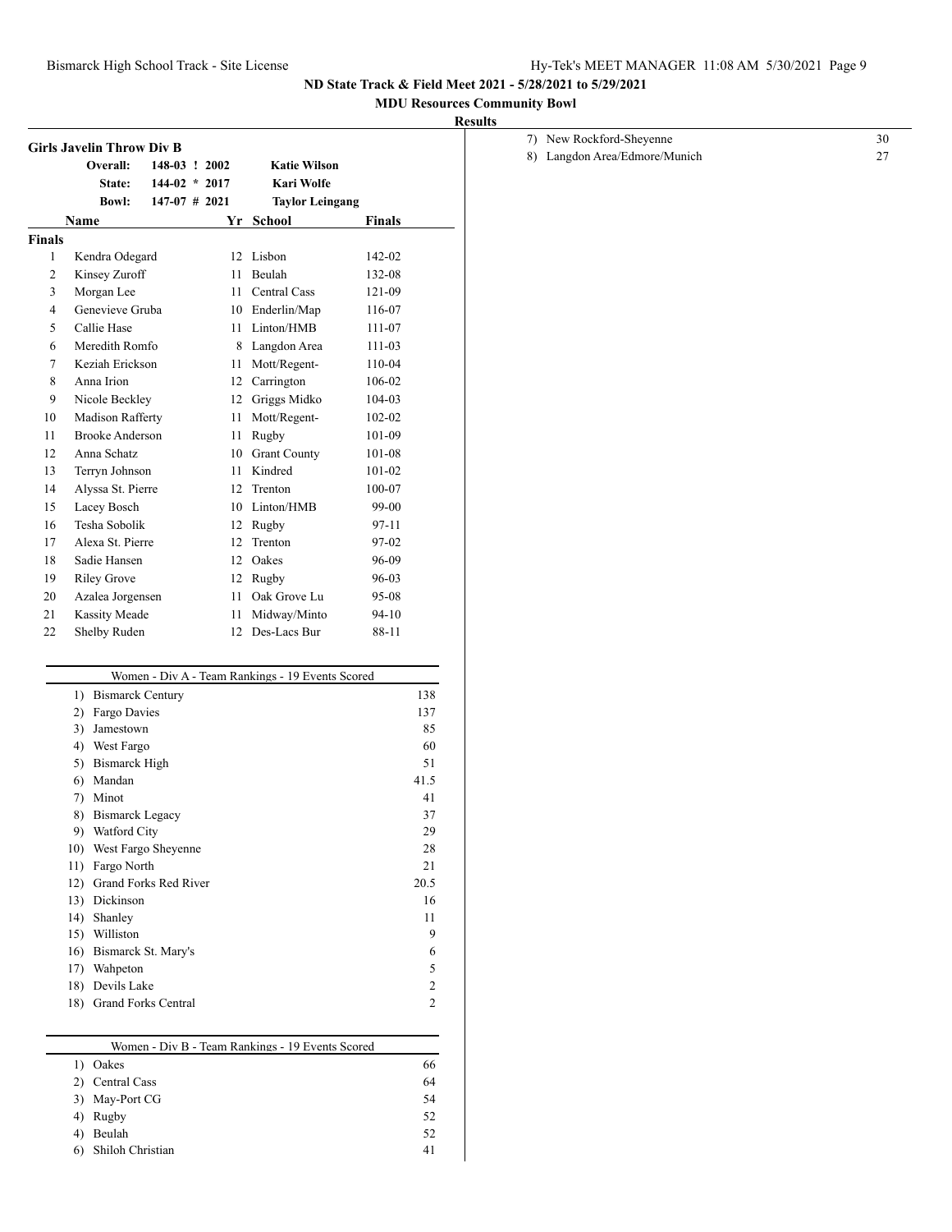## ND State Track & Field Meet 2021 - 5/28/2021 to 5/29/2021

### MDU Resources Community Bowl

**Results**

### Girls Javelin Throw Div B

| | | | |
|---|---|---|---|
| **Overall:** | 148-03 ! 2002 | | **Katie Wilson** |
| **State:** | 144-02 * 2017 | | **Kari Wolfe** |
| **Bowl:** | 147-07 # 2021 | | **Taylor Leingang** |

**Finals**

| | Name | Yr | School | Finals |
|---|---|---|---|---|
| 1 | Kendra Odegard | 12 | Lisbon | 142-02 |
| 2 | Kinsey Zuroff | 11 | Beulah | 132-08 |
| 3 | Morgan Lee | 11 | Central Cass | 121-09 |
| 4 | Genevieve Gruba | 10 | Enderlin/Map | 116-07 |
| 5 | Callie Hase | 11 | Linton/HMB | 111-07 |
| 6 | Meredith Romfo | 8 | Langdon Area | 111-03 |
| 7 | Keziah Erickson | 11 | Mott/Regent- | 110-04 |
| 8 | Anna Irion | 12 | Carrington | 106-02 |
| 9 | Nicole Beckley | 12 | Griggs Midko | 104-03 |
| 10 | Madison Rafferty | 11 | Mott/Regent- | 102-02 |
| 11 | Brooke Anderson | 11 | Rugby | 101-09 |
| 12 | Anna Schatz | 10 | Grant County | 101-08 |
| 13 | Terryn Johnson | 11 | Kindred | 101-02 |
| 14 | Alyssa St. Pierre | 12 | Trenton | 100-07 |
| 15 | Lacey Bosch | 10 | Linton/HMB | 99-00 |
| 16 | Tesha Sobolik | 12 | Rugby | 97-11 |
| 17 | Alexa St. Pierre | 12 | Trenton | 97-02 |
| 18 | Sadie Hansen | 12 | Oakes | 96-09 |
| 19 | Riley Grove | 12 | Rugby | 96-03 |
| 20 | Azalea Jorgensen | 11 | Oak Grove Lu | 95-08 |
| 21 | Kassity Meade | 11 | Midway/Minto | 94-10 |
| 22 | Shelby Ruden | 12 | Des-Lacs Bur | 88-11 |

### Women - Div A - Team Rankings - 19 Events Scored

| Rank | Team | Points |
|---|---|---|
| 1) | Bismarck Century | 138 |
| 2) | Fargo Davies | 137 |
| 3) | Jamestown | 85 |
| 4) | West Fargo | 60 |
| 5) | Bismarck High | 51 |
| 6) | Mandan | 41.5 |
| 7) | Minot | 41 |
| 8) | Bismarck Legacy | 37 |
| 9) | Watford City | 29 |
| 10) | West Fargo Sheyenne | 28 |
| 11) | Fargo North | 21 |
| 12) | Grand Forks Red River | 20.5 |
| 13) | Dickinson | 16 |
| 14) | Shanley | 11 |
| 15) | Williston | 9 |
| 16) | Bismarck St. Mary's | 6 |
| 17) | Wahpeton | 5 |
| 18) | Devils Lake | 2 |
| 18) | Grand Forks Central | 2 |

### Women - Div B - Team Rankings - 19 Events Scored

| Rank | Team | Points |
|---|---|---|
| 1) | Oakes | 66 |
| 2) | Central Cass | 64 |
| 3) | May-Port CG | 54 |
| 4) | Rugby | 52 |
| 4) | Beulah | 52 |
| 6) | Shiloh Christian | 41 |
| 7) | New Rockford-Sheyenne | 30 |
| 8) | Langdon Area/Edmore/Munich | 27 |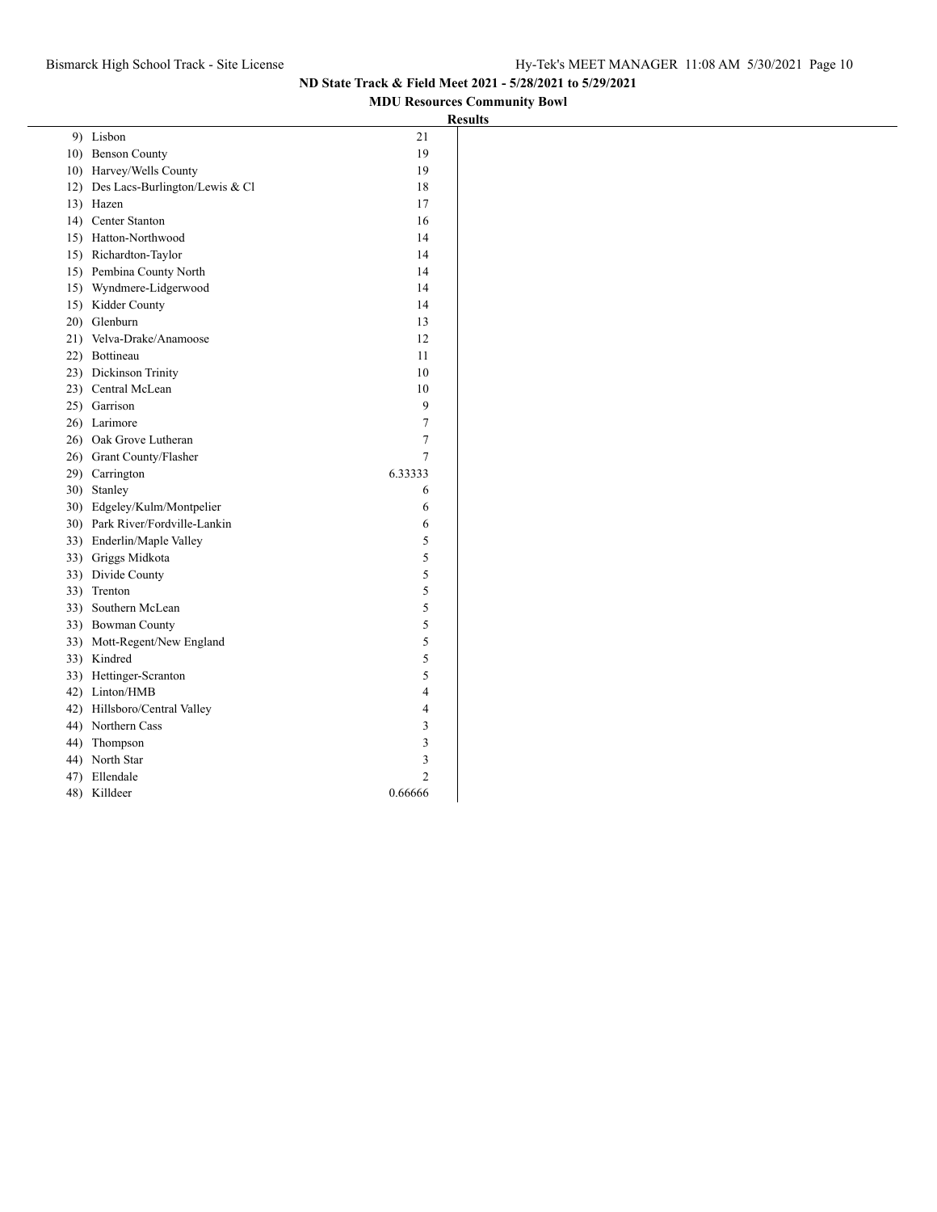## ND State Track & Field Meet 2021 - 5/28/2021 to 5/29/2021

### MDU Resources Community Bowl

**Results**

| | | |
|---|---|---|
| 9) | Lisbon | 21 |
| 10) | Benson County | 19 |
| 10) | Harvey/Wells County | 19 |
| 12) | Des Lacs-Burlington/Lewis & Cl | 18 |
| 13) | Hazen | 17 |
| 14) | Center Stanton | 16 |
| 15) | Hatton-Northwood | 14 |
| 15) | Richardton-Taylor | 14 |
| 15) | Pembina County North | 14 |
| 15) | Wyndmere-Lidgerwood | 14 |
| 15) | Kidder County | 14 |
| 20) | Glenburn | 13 |
| 21) | Velva-Drake/Anamoose | 12 |
| 22) | Bottineau | 11 |
| 23) | Dickinson Trinity | 10 |
| 23) | Central McLean | 10 |
| 25) | Garrison | 9 |
| 26) | Larimore | 7 |
| 26) | Oak Grove Lutheran | 7 |
| 26) | Grant County/Flasher | 7 |
| 29) | Carrington | 6.33333 |
| 30) | Stanley | 6 |
| 30) | Edgeley/Kulm/Montpelier | 6 |
| 30) | Park River/Fordville-Lankin | 6 |
| 33) | Enderlin/Maple Valley | 5 |
| 33) | Griggs Midkota | 5 |
| 33) | Divide County | 5 |
| 33) | Trenton | 5 |
| 33) | Southern McLean | 5 |
| 33) | Bowman County | 5 |
| 33) | Mott-Regent/New England | 5 |
| 33) | Kindred | 5 |
| 33) | Hettinger-Scranton | 5 |
| 42) | Linton/HMB | 4 |
| 42) | Hillsboro/Central Valley | 4 |
| 44) | Northern Cass | 3 |
| 44) | Thompson | 3 |
| 44) | North Star | 3 |
| 47) | Ellendale | 2 |
| 48) | Killdeer | 0.66666 |